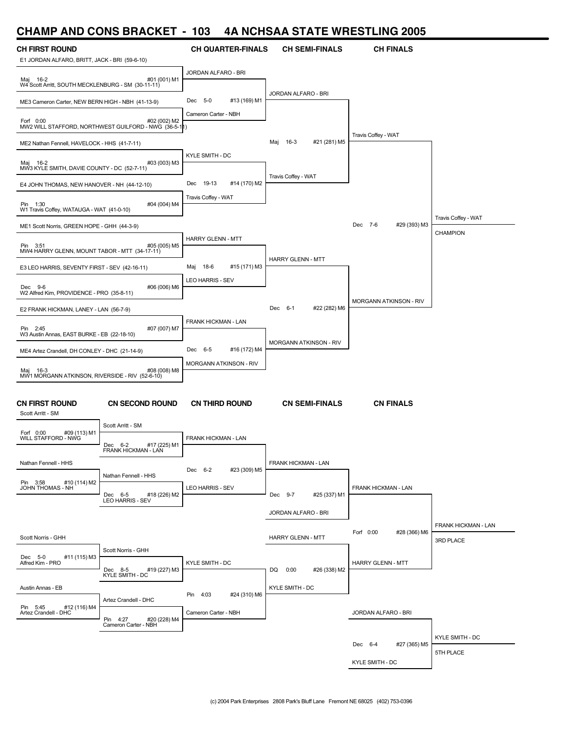# CHAMP AND CONS BRACKET - 103 4A NCHSAA STATE WRESTLING 2005

## CH FIRST ROUND / CH QUARTER-FINALS / CH SEMI-FINALS / CH FINALS

**CH First Round**

- E1 JORDAN ALFARO, BRITT, JACK - BRI (59-6-10)
  - Maj 16-2 #01 (001) M1
- W4 Scott Arritt, SOUTH MECKLENBURG - SM (30-11-11)
- ME3 Cameron Carter, NEW BERN HIGH - NBH (41-13-9)
  - Forf 0:00 #02 (002) M2
- MW2 WILL STAFFORD, NORTHWEST GUILFORD - NWG (36-5-11)
- ME2 Nathan Fennell, HAVELOCK - HHS (41-7-11)
  - Maj 16-2 #03 (003) M3
- MW3 KYLE SMITH, DAVIE COUNTY - DC (52-7-11)
- E4 JOHN THOMAS, NEW HANOVER - NH (44-12-10)
  - Pin 1:30 #04 (004) M4
- W1 Travis Coffey, WATAUGA - WAT (41-0-10)
- ME1 Scott Norris, GREEN HOPE - GHH (44-3-9)
  - Pin 3:51 #05 (005) M5
- MW4 HARRY GLENN, MOUNT TABOR - MTT (34-17-11)
- E3 LEO HARRIS, SEVENTY FIRST - SEV (42-16-11)
  - Dec 9-6 #06 (006) M6
- W2 Alfred Kim, PROVIDENCE - PRO (35-8-11)
- E2 FRANK HICKMAN, LANEY - LAN (56-7-9)
  - Pin 2:45 #07 (007) M7
- W3 Austin Annas, EAST BURKE - EB (22-18-10)
- ME4 Artez Crandell, DH CONLEY - DHC (21-14-9)
  - Maj 16-3 #08 (008) M8
- MW1 MORGANN ATKINSON, RIVERSIDE - RIV (52-6-10)

**CH Quarter-Finals**

- JORDAN ALFARO - BRI
  - Dec 5-0 #13 (169) M1
- Cameron Carter - NBH
- KYLE SMITH - DC
  - Dec 19-13 #14 (170) M2
- Travis Coffey - WAT
- HARRY GLENN - MTT
  - Maj 18-6 #15 (171) M3
- LEO HARRIS - SEV
- FRANK HICKMAN - LAN
  - Dec 6-5 #16 (172) M4
- MORGANN ATKINSON - RIV

**CH Semi-Finals**

- JORDAN ALFARO - BRI
  - Maj 16-3 #21 (281) M5
- Travis Coffey - WAT
- HARRY GLENN - MTT
  - Dec 6-1 #22 (282) M6
- MORGANN ATKINSON - RIV

**CH Finals**

- Travis Coffey - WAT
  - Dec 7-6 #29 (393) M3
- MORGANN ATKINSON - RIV

**Travis Coffey - WAT — CHAMPION**

## CN FIRST ROUND / CN SECOND ROUND / CN THIRD ROUND / CN SEMI-FINALS / CN FINALS

**CN First Round**

- Scott Arritt - SM
  - Forf 0:00 #09 (113) M1
- WILL STAFFORD - NWG
- Nathan Fennell - HHS
  - Pin 3:58 #10 (114) M2
- JOHN THOMAS - NH
- Scott Norris - GHH
  - Dec 5-0 #11 (115) M3
- Alfred Kim - PRO
- Austin Annas - EB
  - Pin 5:45 #12 (116) M4
- Artez Crandell - DHC

**CN Second Round**

- Scott Arritt - SM
  - Dec 6-2 #17 (225) M1
- FRANK HICKMAN - LAN
- Nathan Fennell - HHS
  - Dec 6-5 #18 (226) M2
- LEO HARRIS - SEV
- Scott Norris - GHH
  - Dec 8-5 #19 (227) M3
- KYLE SMITH - DC
- Artez Crandell - DHC
  - Pin 4:27 #20 (228) M4
- Cameron Carter - NBH

**CN Third Round**

- FRANK HICKMAN - LAN
  - Dec 6-2 #23 (309) M5
- LEO HARRIS - SEV
- KYLE SMITH - DC
  - Pin 4:03 #24 (310) M6
- Cameron Carter - NBH

**CN Semi-Finals**

- FRANK HICKMAN - LAN
  - Dec 9-7 #25 (337) M1
- JORDAN ALFARO - BRI
- HARRY GLENN - MTT
  - DQ 0:00 #26 (338) M2
- KYLE SMITH - DC

**CN Finals (3rd Place)**

- FRANK HICKMAN - LAN
  - Forf 0:00 #28 (366) M6
- HARRY GLENN - MTT

**FRANK HICKMAN - LAN — 3RD PLACE**

**5th Place Match**

- JORDAN ALFARO - BRI
  - Dec 6-4 #27 (365) M5
- KYLE SMITH - DC

**KYLE SMITH - DC — 5TH PLACE**

(c) 2004 Park Enterprises 2808 Park's Bluff Lane Fremont NE 68025 (402) 753-0396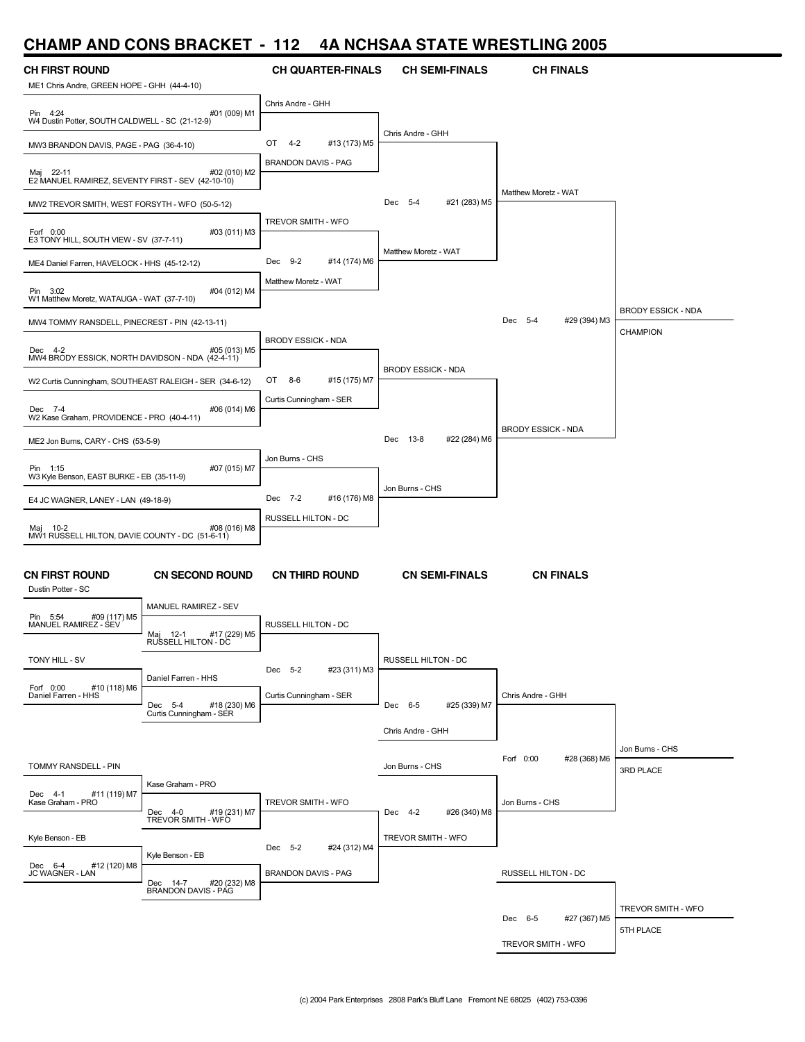# CHAMP AND CONS BRACKET - 112 4A NCHSAA STATE WRESTLING 2005

## CH FIRST ROUND

ME1 Chris Andre, GREEN HOPE - GHH (44-4-10)
Pin 4:24 #01 (009) M1
W4 Dustin Potter, SOUTH CALDWELL - SC (21-12-9)

MW3 BRANDON DAVIS, PAGE - PAG (36-4-10)
Maj 22-11 #02 (010) M2
E2 MANUEL RAMIREZ, SEVENTY FIRST - SEV (42-10-10)

MW2 TREVOR SMITH, WEST FORSYTH - WFO (50-5-12)
Forf 0:00 #03 (011) M3
E3 TONY HILL, SOUTH VIEW - SV (37-7-11)

ME4 Daniel Farren, HAVELOCK - HHS (45-12-12)
Pin 3:02 #04 (012) M4
W1 Matthew Moretz, WATAUGA - WAT (37-7-10)

MW4 TOMMY RANSDELL, PINECREST - PIN (42-13-11)
Dec 4-2 #05 (013) M5
MW4 BRODY ESSICK, NORTH DAVIDSON - NDA (42-4-11)

W2 Curtis Cunningham, SOUTHEAST RALEIGH - SER (34-6-12)
Dec 7-4 #06 (014) M6
W2 Kase Graham, PROVIDENCE - PRO (40-4-11)

ME2 Jon Burns, CARY - CHS (53-5-9)
Pin 1:15 #07 (015) M7
W3 Kyle Benson, EAST BURKE - EB (35-11-9)

E4 JC WAGNER, LANEY - LAN (49-18-9)
Maj 10-2 #08 (016) M8
MW1 RUSSELL HILTON, DAVIE COUNTY - DC (51-6-11)

## CH QUARTER-FINALS

Chris Andre - GHH
OT 4-2 #13 (173) M5
BRANDON DAVIS - PAG

TREVOR SMITH - WFO
Dec 9-2 #14 (174) M6
Matthew Moretz - WAT

BRODY ESSICK - NDA
OT 8-6 #15 (175) M7
Curtis Cunningham - SER

Jon Burns - CHS
Dec 7-2 #16 (176) M8
RUSSELL HILTON - DC

## CH SEMI-FINALS

Chris Andre - GHH
Dec 5-4 #21 (283) M5
Matthew Moretz - WAT

BRODY ESSICK - NDA
Dec 13-8 #22 (284) M6
Jon Burns - CHS

## CH FINALS

Matthew Moretz - WAT
Dec 5-4 #29 (394) M3
BRODY ESSICK - NDA

BRODY ESSICK - NDA
CHAMPION

## CN FIRST ROUND

Dustin Potter - SC
Pin 5:54 #09 (117) M5
MANUEL RAMIREZ - SEV

TONY HILL - SV
Forf 0:00 #10 (118) M6
Daniel Farren - HHS

TOMMY RANSDELL - PIN
Dec 4-1 #11 (119) M7
Kase Graham - PRO

Kyle Benson - EB
Dec 6-4 #12 (120) M8
JC WAGNER - LAN

## CN SECOND ROUND

MANUEL RAMIREZ - SEV
Maj 12-1 #17 (229) M5
RUSSELL HILTON - DC

Daniel Farren - HHS
Dec 5-4 #18 (230) M6
Curtis Cunningham - SER

Kase Graham - PRO
Dec 4-0 #19 (231) M7
TREVOR SMITH - WFO

Kyle Benson - EB
Dec 14-7 #20 (232) M8
BRANDON DAVIS - PAG

## CN THIRD ROUND

RUSSELL HILTON - DC
Dec 5-2 #23 (311) M3
Curtis Cunningham - SER

TREVOR SMITH - WFO
Dec 5-2 #24 (312) M4
BRANDON DAVIS - PAG

## CN SEMI-FINALS

RUSSELL HILTON - DC
Dec 6-5 #25 (339) M7
Chris Andre - GHH

Jon Burns - CHS
Dec 4-2 #26 (340) M8
TREVOR SMITH - WFO

## CN FINALS

Chris Andre - GHH
Forf 0:00 #28 (368) M6
Jon Burns - CHS

Jon Burns - CHS
3RD PLACE

RUSSELL HILTON - DC
Dec 6-5 #27 (367) M5
TREVOR SMITH - WFO

TREVOR SMITH - WFO
5TH PLACE

(c) 2004 Park Enterprises 2808 Park's Bluff Lane Fremont NE 68025 (402) 753-0396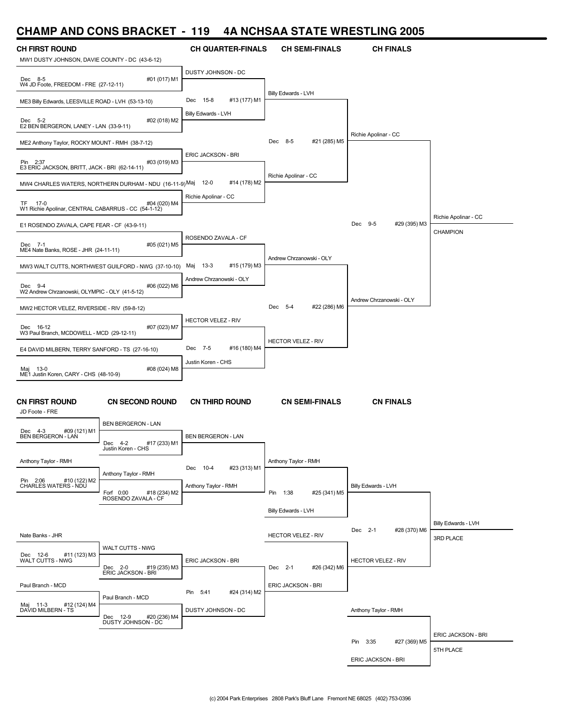# CHAMP AND CONS BRACKET - 119 4A NCHSAA STATE WRESTLING 2005

## CH FIRST ROUND

MW1 DUSTY JOHNSON, DAVIE COUNTY - DC (43-6-12)
Dec 8-5 #01 (017) M1
W4 JD Foote, FREEDOM - FRE (27-12-11)

ME3 Billy Edwards, LEESVILLE ROAD - LVH (53-13-10)
Dec 5-2 #02 (018) M2
E2 BEN BERGERON, LANEY - LAN (33-9-11)

ME2 Anthony Taylor, ROCKY MOUNT - RMH (38-7-12)
Pin 2:37 #03 (019) M3
E3 ERIC JACKSON, BRITT, JACK - BRI (62-14-11)

MW4 CHARLES WATERS, NORTHERN DURHAM - NDU (16-11-9)
TF 17-0 #04 (020) M4
W1 Richie Apolinar, CENTRAL CABARRUS - CC (54-1-12)

E1 ROSENDO ZAVALA, CAPE FEAR - CF (43-9-11)
Dec 7-1 #05 (021) M5
ME4 Nate Banks, ROSE - JHR (24-11-11)

MW3 WALT CUTTS, NORTHWEST GUILFORD - NWG (37-10-10)
Dec 9-4 #06 (022) M6
W2 Andrew Chrzanowski, OLYMPIC - OLY (41-5-12)

MW2 HECTOR VELEZ, RIVERSIDE - RIV (59-8-12)
Dec 16-12 #07 (023) M7
W3 Paul Branch, MCDOWELL - MCD (29-12-11)

E4 DAVID MILBERN, TERRY SANFORD - TS (27-16-10)
Maj 13-0 #08 (024) M8
ME1 Justin Koren, CARY - CHS (48-10-9)

## CH QUARTER-FINALS

DUSTY JOHNSON - DC
Dec 15-8 #13 (177) M1
Billy Edwards - LVH

ERIC JACKSON - BRI
Maj 12-0 #14 (178) M2
Richie Apolinar - CC

ROSENDO ZAVALA - CF
Maj 13-3 #15 (179) M3
Andrew Chrzanowski - OLY

HECTOR VELEZ - RIV
Dec 7-5 #16 (180) M4
Justin Koren - CHS

## CH SEMI-FINALS

Billy Edwards - LVH
Dec 8-5 #21 (285) M5
Richie Apolinar - CC

Andrew Chrzanowski - OLY
Dec 5-4 #22 (286) M6
HECTOR VELEZ - RIV

## CH FINALS

Richie Apolinar - CC
Dec 9-5 #29 (395) M3
Andrew Chrzanowski - OLY

Richie Apolinar - CC
CHAMPION

## CN FIRST ROUND

JD Foote - FRE
Dec 4-3 #09 (121) M1
BEN BERGERON - LAN

Anthony Taylor - RMH
Pin 2:06 #10 (122) M2
CHARLES WATERS - NDU

Nate Banks - JHR
Dec 12-6 #11 (123) M3
WALT CUTTS - NWG

Paul Branch - MCD
Maj 11-3 #12 (124) M4
DAVID MILBERN - TS

## CN SECOND ROUND

BEN BERGERON - LAN
Dec 4-2 #17 (233) M1
Justin Koren - CHS

Anthony Taylor - RMH
Forf 0:00 #18 (234) M2
ROSENDO ZAVALA - CF

WALT CUTTS - NWG
Dec 2-0 #19 (235) M3
ERIC JACKSON - BRI

Paul Branch - MCD
Dec 12-9 #20 (236) M4
DUSTY JOHNSON - DC

## CN THIRD ROUND

BEN BERGERON - LAN
Dec 10-4 #23 (313) M1
Anthony Taylor - RMH

ERIC JACKSON - BRI
Pin 5:41 #24 (314) M2
DUSTY JOHNSON - DC

## CN SEMI-FINALS

Anthony Taylor - RMH
Pin 1:38 #25 (341) M5
Billy Edwards - LVH

HECTOR VELEZ - RIV
Dec 2-1 #26 (342) M6
ERIC JACKSON - BRI

## CN FINALS

Billy Edwards - LVH
Dec 2-1 #28 (370) M6
HECTOR VELEZ - RIV

Billy Edwards - LVH
3RD PLACE

Anthony Taylor - RMH
Pin 3:35 #27 (369) M5
ERIC JACKSON - BRI

ERIC JACKSON - BRI
5TH PLACE

(c) 2004 Park Enterprises 2808 Park's Bluff Lane Fremont NE 68025 (402) 753-0396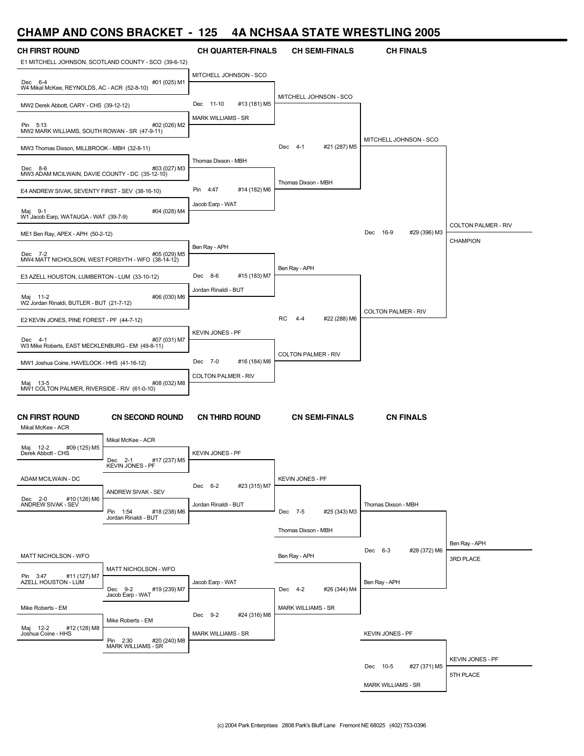# CHAMP AND CONS BRACKET - 125 4A NCHSAA STATE WRESTLING 2005

## CH FIRST ROUND

E1 MITCHELL JOHNSON, SCOTLAND COUNTY - SCO (39-6-12)
Dec 6-4 #01 (025) M1
W4 Mikal McKee, REYNOLDS, AC - ACR (52-8-10)

MW2 Derek Abbott, CARY - CHS (39-12-12)
Pin 5:13 #02 (026) M2
MW2 MARK WILLIAMS, SOUTH ROWAN - SR (47-9-11)

MW3 Thomas Dixson, MILLBROOK - MBH (32-8-11)
Dec 8-6 #03 (027) M3
MW3 ADAM MCILWAIN, DAVIE COUNTY - DC (35-12-10)

E4 ANDREW SIVAK, SEVENTY FIRST - SEV (38-16-10)
Maj 9-1 #04 (028) M4
W1 Jacob Earp, WATAUGA - WAT (39-7-9)

ME1 Ben Ray, APEX - APH (50-2-12)
Dec 7-2 #05 (029) M5
MW4 MATT NICHOLSON, WEST FORSYTH - WFO (38-14-12)

E3 AZELL HOUSTON, LUMBERTON - LUM (33-10-12)
Maj 11-2 #06 (030) M6
W2 Jordan Rinaldi, BUTLER - BUT (21-7-12)

E2 KEVIN JONES, PINE FOREST - PF (44-7-12)
Dec 4-1 #07 (031) M7
W3 Mike Roberts, EAST MECKLENBURG - EM (49-8-11)

MW1 Joshua Coine, HAVELOCK - HHS (41-16-12)
Maj 13-5 #08 (032) M8
MW1 COLTON PALMER, RIVERSIDE - RIV (61-0-10)

## CH QUARTER-FINALS

MITCHELL JOHNSON - SCO
Dec 11-10 #13 (181) M5
MARK WILLIAMS - SR

Thomas Dixson - MBH
Pin 4:47 #14 (182) M6
Jacob Earp - WAT

Ben Ray - APH
Dec 8-6 #15 (183) M7
Jordan Rinaldi - BUT

KEVIN JONES - PF
Dec 7-0 #16 (184) M8
COLTON PALMER - RIV

## CH SEMI-FINALS

MITCHELL JOHNSON - SCO
Dec 4-1 #21 (287) M5
Thomas Dixson - MBH

Ben Ray - APH
RC 4-4 #22 (288) M6
COLTON PALMER - RIV

## CH FINALS

MITCHELL JOHNSON - SCO
Dec 16-9 #29 (396) M3
COLTON PALMER - RIV

COLTON PALMER - RIV
CHAMPION

## CN FIRST ROUND

Mikal McKee - ACR
Maj 12-2 #09 (125) M5
Derek Abbott - CHS

ADAM MCILWAIN - DC
Dec 2-0 #10 (126) M6
ANDREW SIVAK - SEV

MATT NICHOLSON - WFO
Pin 3:47 #11 (127) M7
AZELL HOUSTON - LUM

Mike Roberts - EM
Maj 12-2 #12 (128) M8
Joshua Coine - HHS

## CN SECOND ROUND

Mikal McKee - ACR
Dec 2-1 #17 (237) M5
KEVIN JONES - PF

ANDREW SIVAK - SEV
Pin 1:54 #18 (238) M6
Jordan Rinaldi - BUT

MATT NICHOLSON - WFO
Dec 9-2 #19 (239) M7
Jacob Earp - WAT

Mike Roberts - EM
Pin 2:30 #20 (240) M8
MARK WILLIAMS - SR

## CN THIRD ROUND

KEVIN JONES - PF
Dec 6-2 #23 (315) M7
Jordan Rinaldi - BUT

Jacob Earp - WAT
Dec 9-2 #24 (316) M8
MARK WILLIAMS - SR

## CN SEMI-FINALS

KEVIN JONES - PF
Dec 7-5 #25 (343) M3
Thomas Dixson - MBH

Ben Ray - APH
Dec 4-2 #26 (344) M4
MARK WILLIAMS - SR

## CN FINALS

Thomas Dixson - MBH
Dec 6-3 #28 (372) M6
Ben Ray - APH

Ben Ray - APH
3RD PLACE

KEVIN JONES - PF
Dec 10-5 #27 (371) M5
MARK WILLIAMS - SR

KEVIN JONES - PF
5TH PLACE

(c) 2004 Park Enterprises 2808 Park's Bluff Lane Fremont NE 68025 (402) 753-0396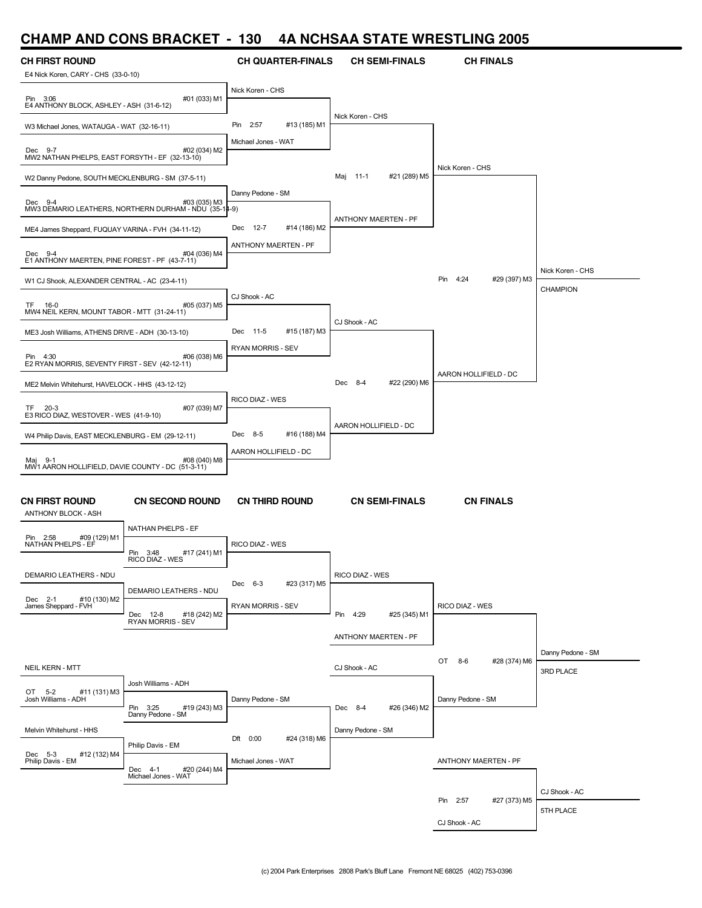# CHAMP AND CONS BRACKET - 130 4A NCHSAA STATE WRESTLING 2005

## CH FIRST ROUND

E4 Nick Koren, CARY - CHS (33-0-10)
Pin 3:06 #01 (033) M1
E4 ANTHONY BLOCK, ASHLEY - ASH (31-6-12)

W3 Michael Jones, WATAUGA - WAT (32-16-11)
Dec 9-7 #02 (034) M2
MW2 NATHAN PHELPS, EAST FORSYTH - EF (32-13-10)

W2 Danny Pedone, SOUTH MECKLENBURG - SM (37-5-11)
Dec 9-4 #03 (035) M3
MW3 DEMARIO LEATHERS, NORTHERN DURHAM - NDU (35-14-9)

ME4 James Sheppard, FUQUAY VARINA - FVH (34-11-12)
Dec 9-4 #04 (036) M4
E1 ANTHONY MAERTEN, PINE FOREST - PF (43-7-11)

W1 CJ Shook, ALEXANDER CENTRAL - AC (23-4-11)
TF 16-0 #05 (037) M5
MW4 NEIL KERN, MOUNT TABOR - MTT (31-24-11)

ME3 Josh Williams, ATHENS DRIVE - ADH (30-13-10)
Pin 4:30 #06 (038) M6
E2 RYAN MORRIS, SEVENTY FIRST - SEV (42-12-11)

ME2 Melvin Whitehurst, HAVELOCK - HHS (43-12-12)
TF 20-3 #07 (039) M7
E3 RICO DIAZ, WESTOVER - WES (41-9-10)

W4 Philip Davis, EAST MECKLENBURG - EM (29-12-11)
Maj 9-1 #08 (040) M8
MW1 AARON HOLLIFIELD, DAVIE COUNTY - DC (51-3-11)

## CH QUARTER-FINALS

Nick Koren - CHS
Pin 2:57 #13 (185) M1
Michael Jones - WAT

Danny Pedone - SM
Dec 12-7 #14 (186) M2
ANTHONY MAERTEN - PF

CJ Shook - AC
Dec 11-5 #15 (187) M3
RYAN MORRIS - SEV

RICO DIAZ - WES
Dec 8-5 #16 (188) M4
AARON HOLLIFIELD - DC

## CH SEMI-FINALS

Nick Koren - CHS
Maj 11-1 #21 (289) M5
ANTHONY MAERTEN - PF

CJ Shook - AC
Dec 8-4 #22 (290) M6
AARON HOLLIFIELD - DC

## CH FINALS

Nick Koren - CHS
Pin 4:24 #29 (397) M3
AARON HOLLIFIELD - DC

Nick Koren - CHS
CHAMPION

## CN FIRST ROUND

ANTHONY BLOCK - ASH
Pin 2:58 #09 (129) M1
NATHAN PHELPS - EF

DEMARIO LEATHERS - NDU
Dec 2-1 #10 (130) M2
James Sheppard - FVH

NEIL KERN - MTT
OT 5-2 #11 (131) M3
Josh Williams - ADH

Melvin Whitehurst - HHS
Dec 5-3 #12 (132) M4
Philip Davis - EM

## CN SECOND ROUND

NATHAN PHELPS - EF
Pin 3:48 #17 (241) M1
RICO DIAZ - WES

DEMARIO LEATHERS - NDU
Dec 12-8 #18 (242) M2
RYAN MORRIS - SEV

Josh Williams - ADH
Pin 3:25 #19 (243) M3
Danny Pedone - SM

Philip Davis - EM
Dec 4-1 #20 (244) M4
Michael Jones - WAT

## CN THIRD ROUND

RICO DIAZ - WES
Dec 6-3 #23 (317) M5
RYAN MORRIS - SEV

Danny Pedone - SM
Dft 0:00 #24 (318) M6
Michael Jones - WAT

## CN SEMI-FINALS

RICO DIAZ - WES
Pin 4:29 #25 (345) M1
ANTHONY MAERTEN - PF

CJ Shook - AC
Dec 8-4 #26 (346) M2
Danny Pedone - SM

## CN FINALS

RICO DIAZ - WES
OT 8-6 #28 (374) M6
Danny Pedone - SM

Danny Pedone - SM
3RD PLACE

ANTHONY MAERTEN - PF
Pin 2:57 #27 (373) M5
CJ Shook - AC

CJ Shook - AC
5TH PLACE

(c) 2004 Park Enterprises 2808 Park's Bluff Lane Fremont NE 68025 (402) 753-0396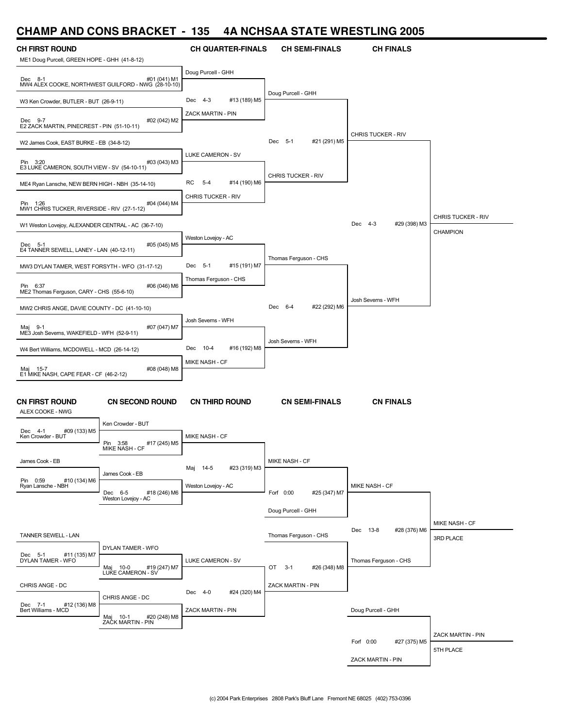# CHAMP AND CONS BRACKET - 135 4A NCHSAA STATE WRESTLING 2005

## CH FIRST ROUND

ME1 Doug Purcell, GREEN HOPE - GHH (41-8-12)
Dec 8-1 #01 (041) M1
MW4 ALEX COOKE, NORTHWEST GUILFORD - NWG (28-10-10)

W3 Ken Crowder, BUTLER - BUT (26-9-11)
Dec 9-7 #02 (042) M2
E2 ZACK MARTIN, PINECREST - PIN (51-10-11)

W2 James Cook, EAST BURKE - EB (34-8-12)
Pin 3:20 #03 (043) M3
E3 LUKE CAMERON, SOUTH VIEW - SV (54-10-11)

ME4 Ryan Lansche, NEW BERN HIGH - NBH (35-14-10)
Pin 1:26 #04 (044) M4
MW1 CHRIS TUCKER, RIVERSIDE - RIV (27-1-12)

W1 Weston Lovejoy, ALEXANDER CENTRAL - AC (36-7-10)
Dec 5-1 #05 (045) M5
E4 TANNER SEWELL, LANEY - LAN (40-12-11)

MW3 DYLAN TAMER, WEST FORSYTH - WFO (31-17-12)
Pin 6:37 #06 (046) M6
ME2 Thomas Ferguson, CARY - CHS (55-6-10)

MW2 CHRIS ANGE, DAVIE COUNTY - DC (41-10-10)
Maj 9-1 #07 (047) M7
ME3 Josh Severns, WAKEFIELD - WFH (52-9-11)

W4 Bert Williams, MCDOWELL - MCD (26-14-12)
Maj 15-7 #08 (048) M8
E1 MIKE NASH, CAPE FEAR - CF (46-2-12)

## CH QUARTER-FINALS

Doug Purcell - GHH
Dec 4-3 #13 (189) M5
ZACK MARTIN - PIN

LUKE CAMERON - SV
RC 5-4 #14 (190) M6
CHRIS TUCKER - RIV

Weston Lovejoy - AC
Dec 5-1 #15 (191) M7
Thomas Ferguson - CHS

Josh Severns - WFH
Dec 10-4 #16 (192) M8
MIKE NASH - CF

## CH SEMI-FINALS

Doug Purcell - GHH
Dec 5-1 #21 (291) M5
CHRIS TUCKER - RIV

Thomas Ferguson - CHS
Dec 6-4 #22 (292) M6
Josh Severns - WFH

## CH FINALS

CHRIS TUCKER - RIV
Dec 4-3 #29 (398) M3
Josh Severns - WFH

CHRIS TUCKER - RIV
CHAMPION

## CN FIRST ROUND

ALEX COOKE - NWG
Dec 4-1 #09 (133) M5
Ken Crowder - BUT

James Cook - EB
Pin 0:59 #10 (134) M6
Ryan Lansche - NBH

TANNER SEWELL - LAN
Dec 5-1 #11 (135) M7
DYLAN TAMER - WFO

CHRIS ANGE - DC
Dec 7-1 #12 (136) M8
Bert Williams - MCD

## CN SECOND ROUND

Ken Crowder - BUT
Pin 3:58 #17 (245) M5
MIKE NASH - CF

James Cook - EB
Dec 6-5 #18 (246) M6
Weston Lovejoy - AC

DYLAN TAMER - WFO
Maj 10-0 #19 (247) M7
LUKE CAMERON - SV

CHRIS ANGE - DC
Maj 10-1 #20 (248) M8
ZACK MARTIN - PIN

## CN THIRD ROUND

MIKE NASH - CF
Maj 14-5 #23 (319) M3
Weston Lovejoy - AC

LUKE CAMERON - SV
Dec 4-0 #24 (320) M4
ZACK MARTIN - PIN

## CN SEMI-FINALS

MIKE NASH - CF
Forf 0:00 #25 (347) M7
Doug Purcell - GHH

Thomas Ferguson - CHS
OT 3-1 #26 (348) M8
ZACK MARTIN - PIN

## CN FINALS

MIKE NASH - CF
Dec 13-8 #28 (376) M6
Thomas Ferguson - CHS

MIKE NASH - CF
3RD PLACE

Doug Purcell - GHH
Forf 0:00 #27 (375) M5
ZACK MARTIN - PIN

ZACK MARTIN - PIN
5TH PLACE

(c) 2004 Park Enterprises 2808 Park's Bluff Lane Fremont NE 68025 (402) 753-0396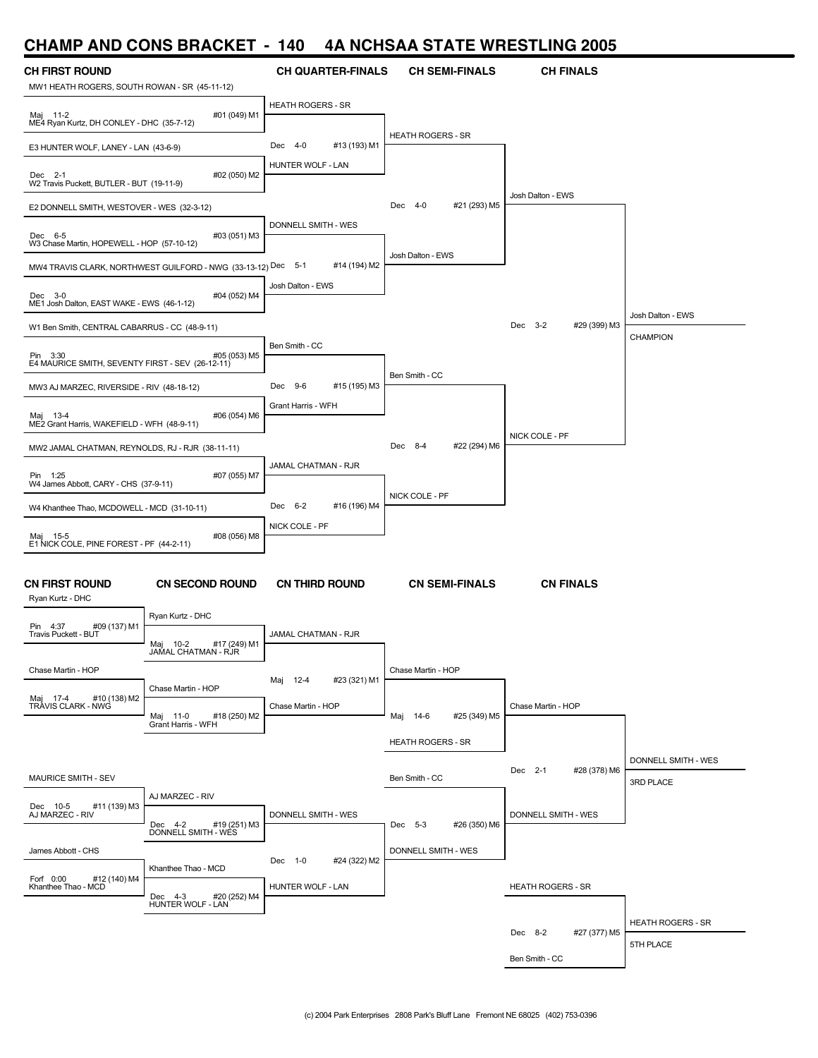# CHAMP AND CONS BRACKET - 140 4A NCHSAA STATE WRESTLING 2005

## CH FIRST ROUND

MW1 HEATH ROGERS, SOUTH ROWAN - SR (45-11-12)
Maj 11-2 #01 (049) M1
ME4 Ryan Kurtz, DH CONLEY - DHC (35-7-12)

E3 HUNTER WOLF, LANEY - LAN (43-6-9)
Dec 2-1 #02 (050) M2
W2 Travis Puckett, BUTLER - BUT (19-11-9)

E2 DONNELL SMITH, WESTOVER - WES (32-3-12)
Dec 6-5 #03 (051) M3
W3 Chase Martin, HOPEWELL - HOP (57-10-12)

MW4 TRAVIS CLARK, NORTHWEST GUILFORD - NWG (33-13-12)
Dec 3-0 #04 (052) M4
ME1 Josh Dalton, EAST WAKE - EWS (46-1-12)

W1 Ben Smith, CENTRAL CABARRUS - CC (48-9-11)
Pin 3:30 #05 (053) M5
E4 MAURICE SMITH, SEVENTY FIRST - SEV (26-12-11)

MW3 AJ MARZEC, RIVERSIDE - RIV (48-18-12)
Maj 13-4 #06 (054) M6
ME2 Grant Harris, WAKEFIELD - WFH (48-9-11)

MW2 JAMAL CHATMAN, REYNOLDS, RJ - RJR (38-11-11)
Pin 1:25 #07 (055) M7
W4 James Abbott, CARY - CHS (37-9-11)

W4 Khanthee Thao, MCDOWELL - MCD (31-10-11)
Maj 15-5 #08 (056) M8
E1 NICK COLE, PINE FOREST - PF (44-2-11)

## CH QUARTER-FINALS

HEATH ROGERS - SR
Dec 4-0 #13 (193) M1
HUNTER WOLF - LAN

DONNELL SMITH - WES
Dec 5-1 #14 (194) M2
Josh Dalton - EWS

Ben Smith - CC
Dec 9-6 #15 (195) M3
Grant Harris - WFH

JAMAL CHATMAN - RJR
Dec 6-2 #16 (196) M4
NICK COLE - PF

## CH SEMI-FINALS

HEATH ROGERS - SR
Dec 4-0 #21 (293) M5
Josh Dalton - EWS

Ben Smith - CC
Dec 8-4 #22 (294) M6
NICK COLE - PF

## CH FINALS

Josh Dalton - EWS
Dec 3-2 #29 (399) M3
NICK COLE - PF

Josh Dalton - EWS
CHAMPION

## CN FIRST ROUND

Ryan Kurtz - DHC
Pin 4:37 #09 (137) M1
Travis Puckett - BUT

Chase Martin - HOP
Maj 17-4 #10 (138) M2
TRAVIS CLARK - NWG

MAURICE SMITH - SEV
Dec 10-5 #11 (139) M3
AJ MARZEC - RIV

James Abbott - CHS
Forf 0:00 #12 (140) M4
Khanthee Thao - MCD

## CN SECOND ROUND

Ryan Kurtz - DHC
Maj 10-2 #17 (249) M1
JAMAL CHATMAN - RJR

Chase Martin - HOP
Maj 11-0 #18 (250) M2
Grant Harris - WFH

AJ MARZEC - RIV
Dec 4-2 #19 (251) M3
DONNELL SMITH - WES

Khanthee Thao - MCD
Dec 4-3 #20 (252) M4
HUNTER WOLF - LAN

## CN THIRD ROUND

JAMAL CHATMAN - RJR
Maj 12-4 #23 (321) M1
Chase Martin - HOP

DONNELL SMITH - WES
Dec 1-0 #24 (322) M2
HUNTER WOLF - LAN

## CN SEMI-FINALS

Chase Martin - HOP
Maj 14-6 #25 (349) M5
HEATH ROGERS - SR

Ben Smith - CC
Dec 5-3 #26 (350) M6
DONNELL SMITH - WES

## CN FINALS

Chase Martin - HOP
Dec 2-1 #28 (378) M6
DONNELL SMITH - WES

DONNELL SMITH - WES
3RD PLACE

HEATH ROGERS - SR
Dec 8-2 #27 (377) M5
Ben Smith - CC

HEATH ROGERS - SR
5TH PLACE

(c) 2004 Park Enterprises 2808 Park's Bluff Lane Fremont NE 68025 (402) 753-0396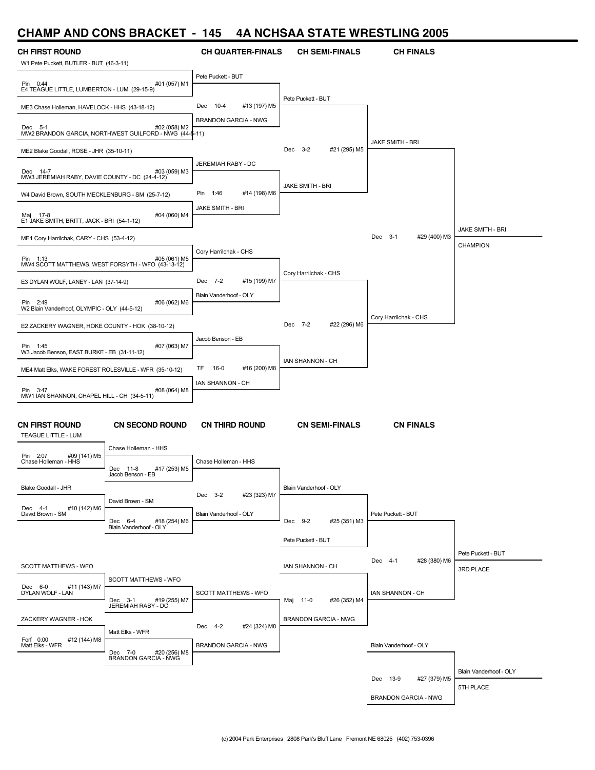# CHAMP AND CONS BRACKET - 145 4A NCHSAA STATE WRESTLING 2005

## CH FIRST ROUND

W1 Pete Puckett, BUTLER - BUT (46-3-11)
Pin 0:44 #01 (057) M1
E4 TEAGUE LITTLE, LUMBERTON - LUM (29-15-9)

ME3 Chase Holleman, HAVELOCK - HHS (43-18-12)
Dec 5-1 #02 (058) M2
MW2 BRANDON GARCIA, NORTHWEST GUILFORD - NWG (44-5-11)

ME2 Blake Goodall, ROSE - JHR (35-10-11)
Dec 14-7 #03 (059) M3
MW3 JEREMIAH RABY, DAVIE COUNTY - DC (24-4-12)

W4 David Brown, SOUTH MECKLENBURG - SM (25-7-12)
Maj 17-8 #04 (060) M4
E1 JAKE SMITH, BRITT, JACK - BRI (54-1-12)

ME1 Cory Harrilchak, CARY - CHS (53-4-12)
Pin 1:13 #05 (061) M5
MW4 SCOTT MATTHEWS, WEST FORSYTH - WFO (43-13-12)

E3 DYLAN WOLF, LANEY - LAN (37-14-9)
Pin 2:49 #06 (062) M6
W2 Blain Vanderhoof, OLYMPIC - OLY (44-5-12)

E2 ZACKERY WAGNER, HOKE COUNTY - HOK (38-10-12)
Pin 1:45 #07 (063) M7
W3 Jacob Benson, EAST BURKE - EB (31-11-12)

ME4 Matt Elks, WAKE FOREST ROLESVILLE - WFR (35-10-12)
Pin 3:47 #08 (064) M8
MW1 IAN SHANNON, CHAPEL HILL - CH (34-5-11)

## CH QUARTER-FINALS

Pete Puckett - BUT
Dec 10-4 #13 (197) M5
BRANDON GARCIA - NWG

JEREMIAH RABY - DC
Pin 1:46 #14 (198) M6
JAKE SMITH - BRI

Cory Harrilchak - CHS
Dec 7-2 #15 (199) M7
Blain Vanderhoof - OLY

Jacob Benson - EB
TF 16-0 #16 (200) M8
IAN SHANNON - CH

## CH SEMI-FINALS

Pete Puckett - BUT
Dec 3-2 #21 (295) M5
JAKE SMITH - BRI

Cory Harrilchak - CHS
Dec 7-2 #22 (296) M6
IAN SHANNON - CH

## CH FINALS

JAKE SMITH - BRI
Dec 3-1 #29 (400) M3
Cory Harrilchak - CHS

JAKE SMITH - BRI
CHAMPION

## CN FIRST ROUND

TEAGUE LITTLE - LUM
Pin 2:07 #09 (141) M5
Chase Holleman - HHS

Blake Goodall - JHR
Dec 4-1 #10 (142) M6
David Brown - SM

SCOTT MATTHEWS - WFO
Dec 6-0 #11 (143) M7
DYLAN WOLF - LAN

ZACKERY WAGNER - HOK
Forf 0:00 #12 (144) M8
Matt Elks - WFR

## CN SECOND ROUND

Chase Holleman - HHS
Dec 11-8 #17 (253) M5
Jacob Benson - EB

David Brown - SM
Dec 6-4 #18 (254) M6
Blain Vanderhoof - OLY

SCOTT MATTHEWS - WFO
Dec 3-1 #19 (255) M7
JEREMIAH RABY - DC

Matt Elks - WFR
Dec 7-0 #20 (256) M8
BRANDON GARCIA - NWG

## CN THIRD ROUND

Chase Holleman - HHS
Dec 3-2 #23 (323) M7
Blain Vanderhoof - OLY

SCOTT MATTHEWS - WFO
Dec 4-2 #24 (324) M8
BRANDON GARCIA - NWG

## CN SEMI-FINALS

Blain Vanderhoof - OLY
Dec 9-2 #25 (351) M3
Pete Puckett - BUT

IAN SHANNON - CH
Maj 11-0 #26 (352) M4
BRANDON GARCIA - NWG

## CN FINALS

Pete Puckett - BUT
Dec 4-1 #28 (380) M6
IAN SHANNON - CH

Pete Puckett - BUT
3RD PLACE

Blain Vanderhoof - OLY
Dec 13-9 #27 (379) M5
BRANDON GARCIA - NWG

Blain Vanderhoof - OLY
5TH PLACE

(c) 2004 Park Enterprises 2808 Park's Bluff Lane Fremont NE 68025 (402) 753-0396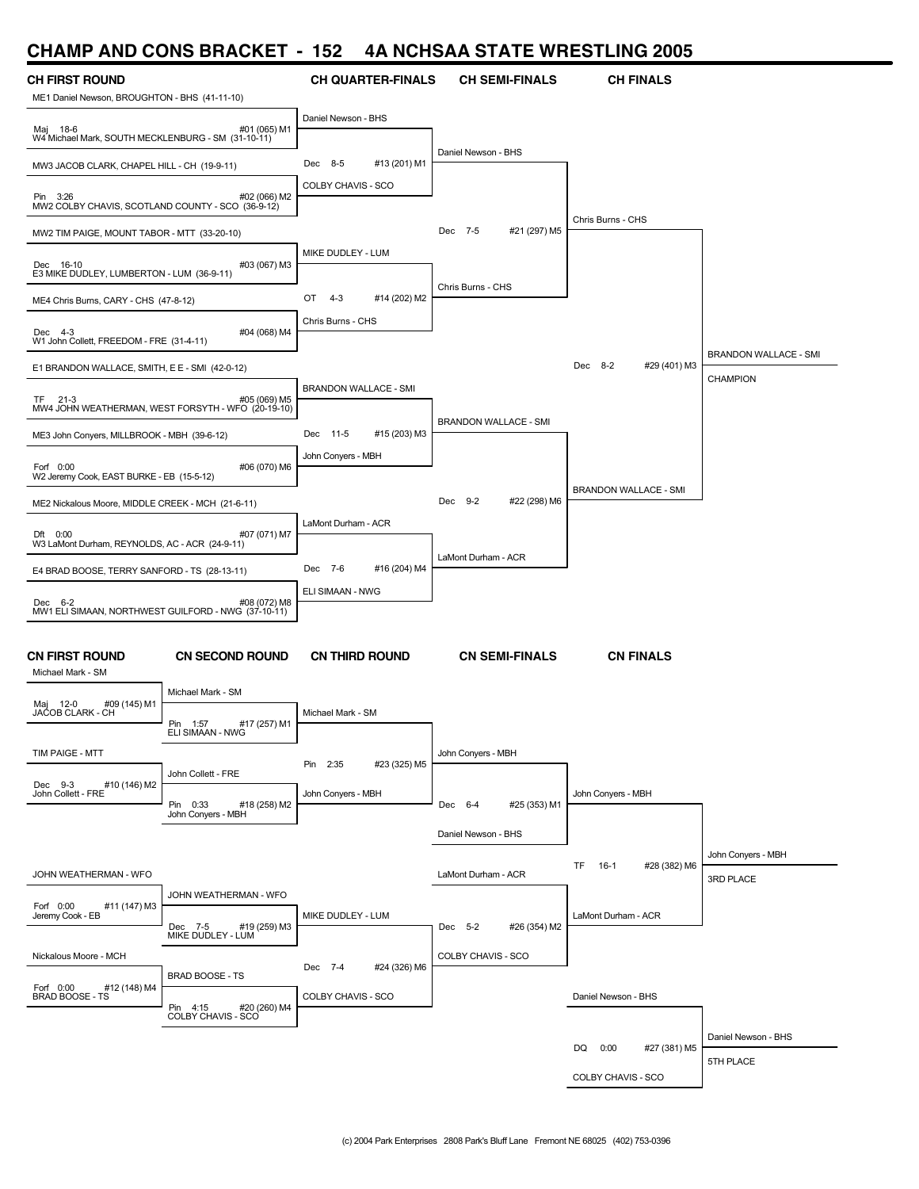# CHAMP AND CONS BRACKET - 152 4A NCHSAA STATE WRESTLING 2005

CH FIRST ROUND

CH QUARTER-FINALS

CH SEMI-FINALS

CH FINALS

ME1 Daniel Newson, BROUGHTON - BHS (41-11-10)

Maj 18-6 #01 (065) M1

W4 Michael Mark, SOUTH MECKLENBURG - SM (31-10-11)

Daniel Newson - BHS

MW3 JACOB CLARK, CHAPEL HILL - CH (19-9-11)

Pin 3:26 #02 (066) M2

MW2 COLBY CHAVIS, SCOTLAND COUNTY - SCO (36-9-12)

Dec 8-5 #13 (201) M1

COLBY CHAVIS - SCO

Daniel Newson - BHS

MW2 TIM PAIGE, MOUNT TABOR - MTT (33-20-10)

Dec 16-10 #03 (067) M3

E3 MIKE DUDLEY, LUMBERTON - LUM (36-9-11)

MIKE DUDLEY - LUM

ME4 Chris Burns, CARY - CHS (47-8-12)

Dec 4-3 #04 (068) M4

W1 John Collett, FREEDOM - FRE (31-4-11)

OT 4-3 #14 (202) M2

Chris Burns - CHS

Chris Burns - CHS

Dec 7-5 #21 (297) M5

Chris Burns - CHS

E1 BRANDON WALLACE - SMITH, E E - SMI (42-0-12)

TF 21-3 #05 (069) M5

MW4 JOHN WEATHERMAN, WEST FORSYTH - WFO (20-19-10)

BRANDON WALLACE - SMI

ME3 John Conyers, MILLBROOK - MBH (39-6-12)

Forf 0:00 #06 (070) M6

W2 Jeremy Cook, EAST BURKE - EB (15-5-12)

Dec 11-5 #15 (203) M3

John Conyers - MBH

BRANDON WALLACE - SMI

ME2 Nickalous Moore, MIDDLE CREEK - MCH (21-6-11)

Dft 0:00 #07 (071) M7

W3 LaMont Durham, REYNOLDS, AC - ACR (24-9-11)

LaMont Durham - ACR

E4 BRAD BOOSE, TERRY SANFORD - TS (28-13-11)

Dec 6-2 #08 (072) M8

MW1 ELI SIMAAN, NORTHWEST GUILFORD - NWG (37-10-11)

Dec 7-6 #16 (204) M4

ELI SIMAAN - NWG

LaMont Durham - ACR

Dec 9-2 #22 (298) M6

BRANDON WALLACE - SMI

Dec 8-2 #29 (401) M3

BRANDON WALLACE - SMI

CHAMPION

CN FIRST ROUND

CN SECOND ROUND

CN THIRD ROUND

CN SEMI-FINALS

CN FINALS

Michael Mark - SM

Maj 12-0 #09 (145) M1

JACOB CLARK - CH

Michael Mark - SM

Pin 1:57 #17 (257) M1

ELI SIMAAN - NWG

Michael Mark - SM

TIM PAIGE - MTT

Dec 9-3 #10 (146) M2

John Collett - FRE

John Collett - FRE

Pin 0:33 #18 (258) M2

John Conyers - MBH

Pin 2:35 #23 (325) M5

John Conyers - MBH

John Conyers - MBH

Dec 6-4 #25 (353) M1

Daniel Newson - BHS

John Conyers - MBH

JOHN WEATHERMAN - WFO

Forf 0:00 #11 (147) M3

Jeremy Cook - EB

JOHN WEATHERMAN - WFO

Dec 7-5 #19 (259) M3

MIKE DUDLEY - LUM

MIKE DUDLEY - LUM

Nickalous Moore - MCH

Forf 0:00 #12 (148) M4

BRAD BOOSE - TS

BRAD BOOSE - TS

Pin 4:15 #20 (260) M4

COLBY CHAVIS - SCO

Dec 7-4 #24 (326) M6

COLBY CHAVIS - SCO

LaMont Durham - ACR

Dec 5-2 #26 (354) M2

COLBY CHAVIS - SCO

TF 16-1 #28 (382) M6

LaMont Durham - ACR

John Conyers - MBH

3RD PLACE

Daniel Newson - BHS

DQ 0:00 #27 (381) M5

COLBY CHAVIS - SCO

Daniel Newson - BHS

5TH PLACE

(c) 2004 Park Enterprises 2808 Park's Bluff Lane Fremont NE 68025 (402) 753-0396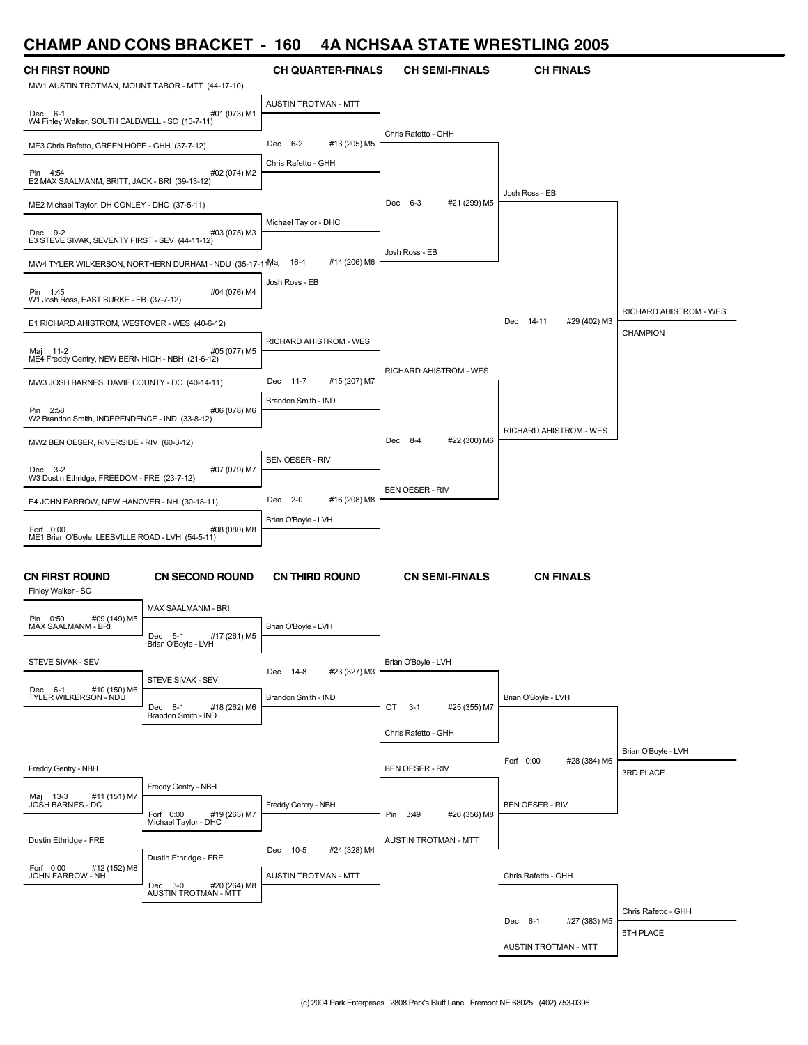# CHAMP AND CONS BRACKET - 160 4A NCHSAA STATE WRESTLING 2005

## CH FIRST ROUND

MW1 AUSTIN TROTMAN, MOUNT TABOR - MTT (44-17-10)
Dec 6-1 #01 (073) M1
W4 Finley Walker, SOUTH CALDWELL - SC (13-7-11)

ME3 Chris Rafetto, GREEN HOPE - GHH (37-7-12)
Pin 4:54 #02 (074) M2
E2 MAX SAALMANM, BRITT, JACK - BRI (39-13-12)

ME2 Michael Taylor, DH CONLEY - DHC (37-5-11)
Dec 9-2 #03 (075) M3
E3 STEVE SIVAK, SEVENTY FIRST - SEV (44-11-12)

MW4 TYLER WILKERSON, NORTHERN DURHAM - NDU (35-17-11)
Pin 1:45 #04 (076) M4
W1 Josh Ross, EAST BURKE - EB (37-7-12)

E1 RICHARD AHISTROM, WESTOVER - WES (40-6-12)
Maj 11-2 #05 (077) M5
ME4 Freddy Gentry, NEW BERN HIGH - NBH (21-6-12)

MW3 JOSH BARNES, DAVIE COUNTY - DC (40-14-11)
Pin 2:58 #06 (078) M6
W2 Brandon Smith, INDEPENDENCE - IND (33-8-12)

MW2 BEN OESER, RIVERSIDE - RIV (60-3-12)
Dec 3-2 #07 (079) M7
W3 Dustin Ethridge, FREEDOM - FRE (23-7-12)

E4 JOHN FARROW, NEW HANOVER - NH (30-18-11)
Forf 0:00 #08 (080) M8
ME1 Brian O'Boyle, LEESVILLE ROAD - LVH (54-5-11)

## CH QUARTER-FINALS

AUSTIN TROTMAN - MTT
Dec 6-2 #13 (205) M5
Chris Rafetto - GHH

Michael Taylor - DHC
Maj 16-4 #14 (206) M6
Josh Ross - EB

RICHARD AHISTROM - WES
Dec 11-7 #15 (207) M7
Brandon Smith - IND

BEN OESER - RIV
Dec 2-0 #16 (208) M8
Brian O'Boyle - LVH

## CH SEMI-FINALS

Chris Rafetto - GHH
Dec 6-3 #21 (299) M5
Josh Ross - EB

RICHARD AHISTROM - WES
Dec 8-4 #22 (300) M6
BEN OESER - RIV

## CH FINALS

Josh Ross - EB
Dec 14-11 #29 (402) M3
RICHARD AHISTROM - WES

RICHARD AHISTROM - WES
CHAMPION

## CN FIRST ROUND

Finley Walker - SC
Pin 0:50 #09 (149) M5
MAX SAALMANM - BRI

STEVE SIVAK - SEV
Dec 6-1 #10 (150) M6
TYLER WILKERSON - NDU

Freddy Gentry - NBH
Maj 13-3 #11 (151) M7
JOSH BARNES - DC

Dustin Ethridge - FRE
Forf 0:00 #12 (152) M8
JOHN FARROW - NH

## CN SECOND ROUND

MAX SAALMANM - BRI
Dec 5-1 #17 (261) M5
Brian O'Boyle - LVH

STEVE SIVAK - SEV
Dec 8-1 #18 (262) M6
Brandon Smith - IND

Freddy Gentry - NBH
Forf 0:00 #19 (263) M7
Michael Taylor - DHC

Dustin Ethridge - FRE
Dec 3-0 #20 (264) M8
AUSTIN TROTMAN - MTT

## CN THIRD ROUND

Brian O'Boyle - LVH
Dec 14-8 #23 (327) M3
Brandon Smith - IND

Freddy Gentry - NBH
Dec 10-5 #24 (328) M4
AUSTIN TROTMAN - MTT

## CN SEMI-FINALS

Brian O'Boyle - LVH
OT 3-1 #25 (355) M7
Chris Rafetto - GHH

BEN OESER - RIV
Pin 3:49 #26 (356) M8
AUSTIN TROTMAN - MTT

## CN FINALS

Brian O'Boyle - LVH
Forf 0:00 #28 (384) M6
BEN OESER - RIV

Brian O'Boyle - LVH
3RD PLACE

Chris Rafetto - GHH
Dec 6-1 #27 (383) M5
AUSTIN TROTMAN - MTT

Chris Rafetto - GHH
5TH PLACE

(c) 2004 Park Enterprises 2808 Park's Bluff Lane Fremont NE 68025 (402) 753-0396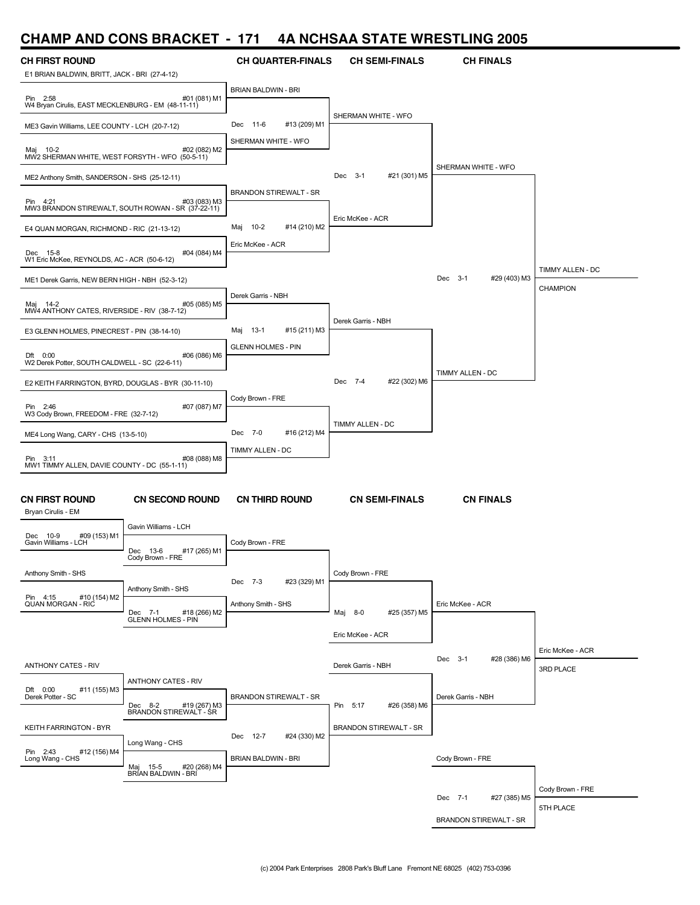# CHAMP AND CONS BRACKET - 171 4A NCHSAA STATE WRESTLING 2005

## CH FIRST ROUND

E1 BRIAN BALDWIN, BRITT, JACK - BRI (27-4-12)
Pin 2:58 #01 (081) M1
W4 Bryan Cirulis, EAST MECKLENBURG - EM (48-11-11)

ME3 Gavin Williams, LEE COUNTY - LCH (20-7-12)
Maj 10-2 #02 (082) M2
MW2 SHERMAN WHITE, WEST FORSYTH - WFO (50-5-11)

ME2 Anthony Smith, SANDERSON - SHS (25-12-11)
Pin 4:21 #03 (083) M3
MW3 BRANDON STIREWALT, SOUTH ROWAN - SR (37-22-11)

E4 QUAN MORGAN, RICHMOND - RIC (21-13-12)
Dec 15-8 #04 (084) M4
W1 Eric McKee, REYNOLDS, AC - ACR (50-6-12)

ME1 Derek Garris, NEW BERN HIGH - NBH (52-3-12)
Maj 14-2 #05 (085) M5
MW4 ANTHONY CATES, RIVERSIDE - RIV (38-7-12)

E3 GLENN HOLMES, PINECREST - PIN (38-14-10)
Dft 0:00 #06 (086) M6
W2 Derek Potter, SOUTH CALDWELL - SC (22-6-11)

E2 KEITH FARRINGTON, BYRD, DOUGLAS - BYR (30-11-10)
Pin 2:46 #07 (087) M7
W3 Cody Brown, FREEDOM - FRE (32-7-12)

ME4 Long Wang, CARY - CHS (13-5-10)
Pin 3:11 #08 (088) M8
MW1 TIMMY ALLEN, DAVIE COUNTY - DC (55-1-11)

## CH QUARTER-FINALS

BRIAN BALDWIN - BRI
Dec 11-6 #13 (209) M1
SHERMAN WHITE - WFO

BRANDON STIREWALT - SR
Maj 10-2 #14 (210) M2
Eric McKee - ACR

Derek Garris - NBH
Maj 13-1 #15 (211) M3
GLENN HOLMES - PIN

Cody Brown - FRE
Dec 7-0 #16 (212) M4
TIMMY ALLEN - DC

## CH SEMI-FINALS

SHERMAN WHITE - WFO
Dec 3-1 #21 (301) M5
Eric McKee - ACR

Derek Garris - NBH
Dec 7-4 #22 (302) M6
TIMMY ALLEN - DC

## CH FINALS

SHERMAN WHITE - WFO
Dec 3-1 #29 (403) M3
TIMMY ALLEN - DC

TIMMY ALLEN - DC
CHAMPION

## CN FIRST ROUND

Bryan Cirulis - EM
Dec 10-9 #09 (153) M1
Gavin Williams - LCH

Anthony Smith - SHS
Pin 4:15 #10 (154) M2
QUAN MORGAN - RIC

ANTHONY CATES - RIV
Dft 0:00 #11 (155) M3
Derek Potter - SC

KEITH FARRINGTON - BYR
Pin 2:43 #12 (156) M4
Long Wang - CHS

## CN SECOND ROUND

Gavin Williams - LCH
Dec 13-6 #17 (265) M1
Cody Brown - FRE

Anthony Smith - SHS
Dec 7-1 #18 (266) M2
GLENN HOLMES - PIN

ANTHONY CATES - RIV
Dec 8-2 #19 (267) M3
BRANDON STIREWALT - SR

Long Wang - CHS
Maj 15-5 #20 (268) M4
BRIAN BALDWIN - BRI

## CN THIRD ROUND

Cody Brown - FRE
Dec 7-3 #23 (329) M1
Anthony Smith - SHS

BRANDON STIREWALT - SR
Dec 12-7 #24 (330) M2
BRIAN BALDWIN - BRI

## CN SEMI-FINALS

Cody Brown - FRE
Maj 8-0 #25 (357) M5
Eric McKee - ACR

Derek Garris - NBH
Pin 5:17 #26 (358) M6
BRANDON STIREWALT - SR

## CN FINALS

Eric McKee - ACR
Dec 3-1 #28 (386) M6
Derek Garris - NBH

Eric McKee - ACR
3RD PLACE

Cody Brown - FRE
Dec 7-1 #27 (385) M5
BRANDON STIREWALT - SR

Cody Brown - FRE
5TH PLACE

(c) 2004 Park Enterprises 2808 Park's Bluff Lane Fremont NE 68025 (402) 753-0396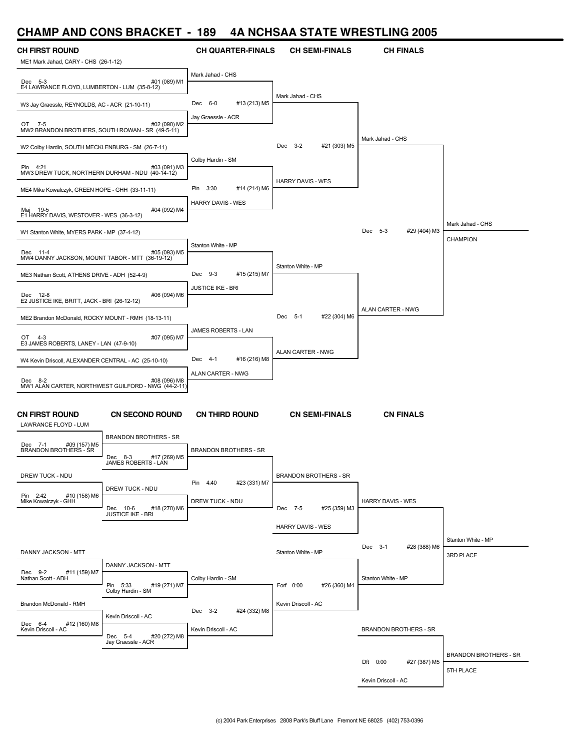# CHAMP AND CONS BRACKET - 189 4A NCHSAA STATE WRESTLING 2005

## CH FIRST ROUND

ME1 Mark Jahad, CARY - CHS (26-1-12)
Dec 5-3 #01 (089) M1
E4 LAWRANCE FLOYD, LUMBERTON - LUM (35-8-12)

W3 Jay Graessle, REYNOLDS, AC - ACR (21-10-11)
OT 7-5 #02 (090) M2
MW2 BRANDON BROTHERS, SOUTH ROWAN - SR (49-5-11)

W2 Colby Hardin, SOUTH MECKLENBURG - SM (26-7-11)
Pin 4:21 #03 (091) M3
MW3 DREW TUCK, NORTHERN DURHAM - NDU (40-14-12)

ME4 Mike Kowalczyk, GREEN HOPE - GHH (33-11-11)
Maj 19-5 #04 (092) M4
E1 HARRY DAVIS, WESTOVER - WES (36-3-12)

W1 Stanton White, MYERS PARK - MP (37-4-12)
Dec 11-4 #05 (093) M5
MW4 DANNY JACKSON, MOUNT TABOR - MTT (36-19-12)

ME3 Nathan Scott, ATHENS DRIVE - ADH (52-4-9)
Dec 12-8 #06 (094) M6
E2 JUSTICE IKE, BRITT, JACK - BRI (26-12-12)

ME2 Brandon McDonald, ROCKY MOUNT - RMH (18-13-11)
OT 4-3 #07 (095) M7
E3 JAMES ROBERTS, LANEY - LAN (47-9-10)

W4 Kevin Driscoll, ALEXANDER CENTRAL - AC (25-10-10)
Dec 8-2 #08 (096) M8
MW1 ALAN CARTER, NORTHWEST GUILFORD - NWG (44-2-11)

## CH QUARTER-FINALS

Mark Jahad - CHS
Dec 6-0 #13 (213) M5
Jay Graessle - ACR

Colby Hardin - SM
Pin 3:30 #14 (214) M6
HARRY DAVIS - WES

Stanton White - MP
Dec 9-3 #15 (215) M7
JUSTICE IKE - BRI

JAMES ROBERTS - LAN
Dec 4-1 #16 (216) M8
ALAN CARTER - NWG

## CH SEMI-FINALS

Mark Jahad - CHS
Dec 3-2 #21 (303) M5
HARRY DAVIS - WES

Stanton White - MP
Dec 5-1 #22 (304) M6
ALAN CARTER - NWG

## CH FINALS

Mark Jahad - CHS
Dec 5-3 #29 (404) M3
ALAN CARTER - NWG

Mark Jahad - CHS
CHAMPION

## CN FIRST ROUND

LAWRANCE FLOYD - LUM
Dec 7-1 #09 (157) M5
BRANDON BROTHERS - SR

DREW TUCK - NDU
Pin 2:42 #10 (158) M6
Mike Kowalczyk - GHH

DANNY JACKSON - MTT
Dec 9-2 #11 (159) M7
Nathan Scott - ADH

Brandon McDonald - RMH
Dec 6-4 #12 (160) M8
Kevin Driscoll - AC

## CN SECOND ROUND

BRANDON BROTHERS - SR
Dec 8-3 #17 (269) M5
JAMES ROBERTS - LAN

DREW TUCK - NDU
Dec 10-6 #18 (270) M6
JUSTICE IKE - BRI

DANNY JACKSON - MTT
Pin 5:33 #19 (271) M7
Colby Hardin - SM

Kevin Driscoll - AC
Dec 5-4 #20 (272) M8
Jay Graessle - ACR

## CN THIRD ROUND

BRANDON BROTHERS - SR
Pin 4:40 #23 (331) M7
DREW TUCK - NDU

Colby Hardin - SM
Dec 3-2 #24 (332) M8
Kevin Driscoll - AC

## CN SEMI-FINALS

BRANDON BROTHERS - SR
Dec 7-5 #25 (359) M3
HARRY DAVIS - WES

Stanton White - MP
Forf 0:00 #26 (360) M4
Kevin Driscoll - AC

## CN FINALS

HARRY DAVIS - WES
Dec 3-1 #28 (388) M6
Stanton White - MP

Stanton White - MP
3RD PLACE

BRANDON BROTHERS - SR
Dft 0:00 #27 (387) M5
Kevin Driscoll - AC

BRANDON BROTHERS - SR
5TH PLACE

(c) 2004 Park Enterprises 2808 Park's Bluff Lane Fremont NE 68025 (402) 753-0396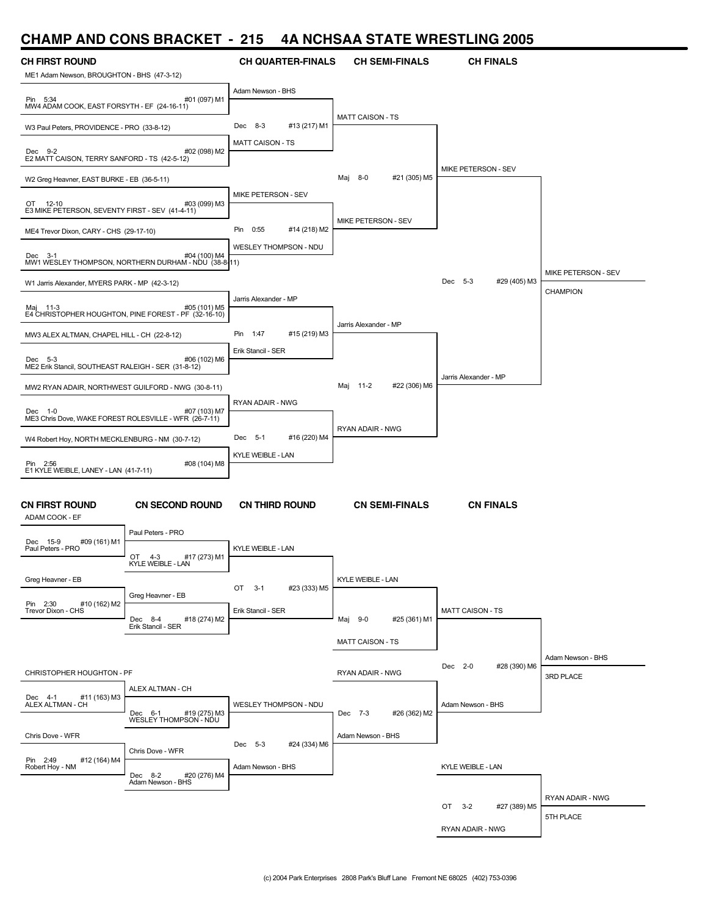# CHAMP AND CONS BRACKET - 215 4A NCHSAA STATE WRESTLING 2005

## CH FIRST ROUND

ME1 Adam Newson, BROUGHTON - BHS (47-3-12)
Pin 5:34 #01 (097) M1
MW4 ADAM COOK, EAST FORSYTH - EF (24-16-11)

W3 Paul Peters, PROVIDENCE - PRO (33-8-12)
Dec 9-2 #02 (098) M2
E2 MATT CAISON, TERRY SANFORD - TS (42-5-12)

W2 Greg Heavner, EAST BURKE - EB (36-5-11)
OT 12-10 #03 (099) M3
E3 MIKE PETERSON, SEVENTY FIRST - SEV (41-4-11)

ME4 Trevor Dixon, CARY - CHS (29-17-10)
Dec 3-1 #04 (100) M4
MW1 WESLEY THOMPSON, NORTHERN DURHAM - NDU (38-8-11)

W1 Jarris Alexander, MYERS PARK - MP (42-3-12)
Maj 11-3 #05 (101) M5
E4 CHRISTOPHER HOUGHTON, PINE FOREST - PF (32-16-10)

MW3 ALEX ALTMAN, CHAPEL HILL - CH (22-8-12)
Dec 5-3 #06 (102) M6
ME2 Erik Stancil, SOUTHEAST RALEIGH - SER (31-8-12)

MW2 RYAN ADAIR, NORTHWEST GUILFORD - NWG (30-8-11)
Dec 1-0 #07 (103) M7
ME3 Chris Dove, WAKE FOREST ROLESVILLE - WFR (26-7-11)

W4 Robert Hoy, NORTH MECKLENBURG - NM (30-7-12)
Pin 2:56 #08 (104) M8
E1 KYLE WEIBLE, LANEY - LAN (41-7-11)

## CH QUARTER-FINALS

Adam Newson - BHS
Dec 8-3 #13 (217) M1
MATT CAISON - TS

MIKE PETERSON - SEV
Pin 0:55 #14 (218) M2
WESLEY THOMPSON - NDU

Jarris Alexander - MP
Pin 1:47 #15 (219) M3
Erik Stancil - SER

RYAN ADAIR - NWG
Dec 5-1 #16 (220) M4
KYLE WEIBLE - LAN

## CH SEMI-FINALS

MATT CAISON - TS
Maj 8-0 #21 (305) M5
MIKE PETERSON - SEV

Jarris Alexander - MP
Maj 11-2 #22 (306) M6
RYAN ADAIR - NWG

## CH FINALS

MIKE PETERSON - SEV
Dec 5-3 #29 (405) M3
Jarris Alexander - MP

MIKE PETERSON - SEV
CHAMPION

## CN FIRST ROUND

ADAM COOK - EF
Dec 15-9 #09 (161) M1
Paul Peters - PRO

Greg Heavner - EB
Pin 2:30 #10 (162) M2
Trevor Dixon - CHS

CHRISTOPHER HOUGHTON - PF
Dec 4-1 #11 (163) M3
ALEX ALTMAN - CH

Chris Dove - WFR
Pin 2:49 #12 (164) M4
Robert Hoy - NM

## CN SECOND ROUND

Paul Peters - PRO
OT 4-3 #17 (273) M1
KYLE WEIBLE - LAN

Greg Heavner - EB
Dec 8-4 #18 (274) M2
Erik Stancil - SER

ALEX ALTMAN - CH
Dec 6-1 #19 (275) M3
WESLEY THOMPSON - NDU

Chris Dove - WFR
Dec 8-2 #20 (276) M4
Adam Newson - BHS

## CN THIRD ROUND

KYLE WEIBLE - LAN
OT 3-1 #23 (333) M5
Erik Stancil - SER

WESLEY THOMPSON - NDU
Dec 5-3 #24 (334) M6
Adam Newson - BHS

## CN SEMI-FINALS

KYLE WEIBLE - LAN
Maj 9-0 #25 (361) M1
MATT CAISON - TS

RYAN ADAIR - NWG
Dec 7-3 #26 (362) M2
Adam Newson - BHS

## CN FINALS

MATT CAISON - TS
Dec 2-0 #28 (390) M6
Adam Newson - BHS

Adam Newson - BHS
3RD PLACE

KYLE WEIBLE - LAN
OT 3-2 #27 (389) M5
RYAN ADAIR - NWG

RYAN ADAIR - NWG
5TH PLACE

(c) 2004 Park Enterprises 2808 Park's Bluff Lane Fremont NE 68025 (402) 753-0396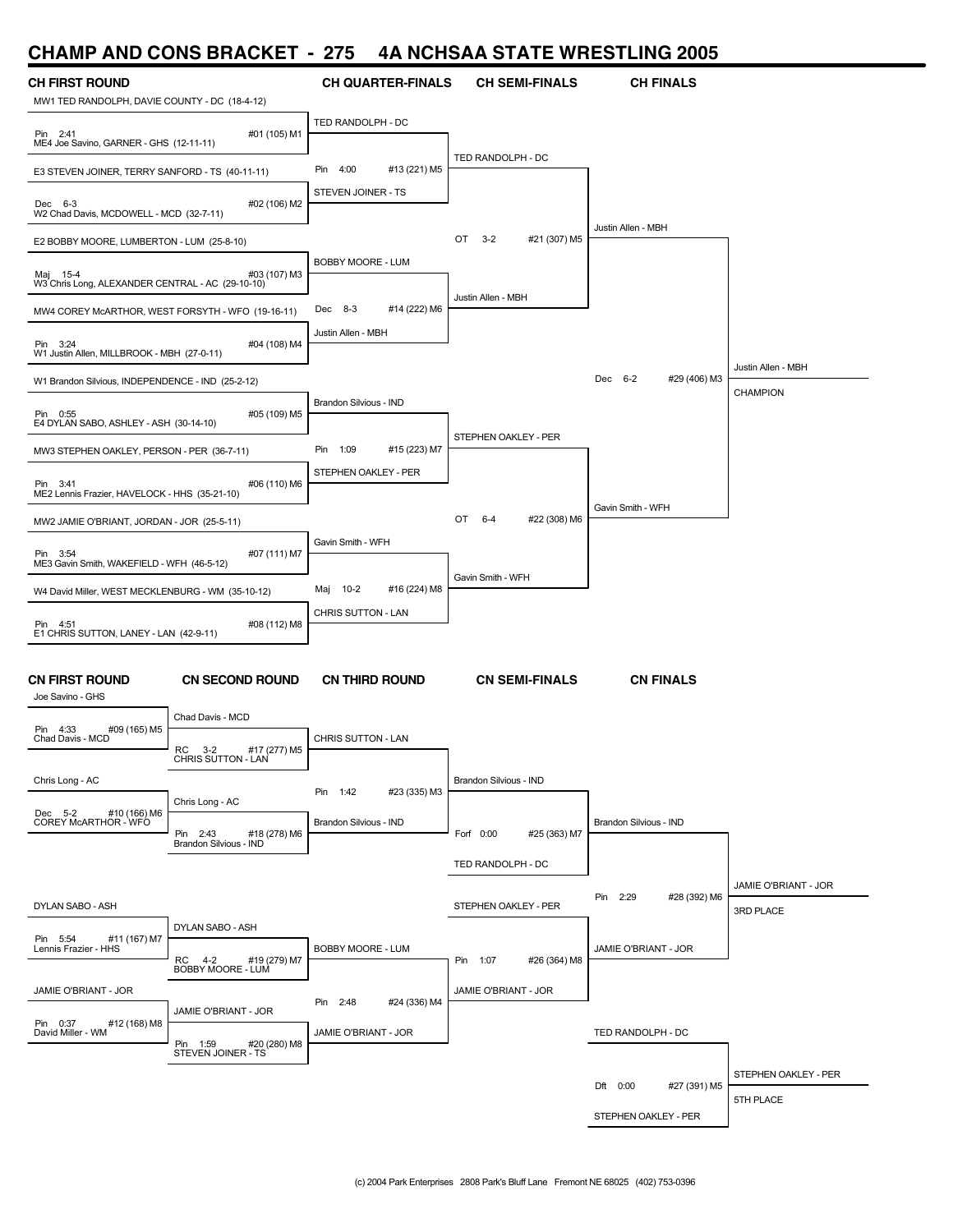# CHAMP AND CONS BRACKET - 275 4A NCHSAA STATE WRESTLING 2005

## CH FIRST ROUND

MW1 TED RANDOLPH, DAVIE COUNTY - DC (18-4-12)
Pin 2:41 #01 (105) M1
ME4 Joe Savino, GARNER - GHS (12-11-11)

E3 STEVEN JOINER, TERRY SANFORD - TS (40-11-11)
Dec 6-3 #02 (106) M2
W2 Chad Davis, MCDOWELL - MCD (32-7-11)

E2 BOBBY MOORE, LUMBERTON - LUM (25-8-10)
Maj 15-4 #03 (107) M3
W3 Chris Long, ALEXANDER CENTRAL - AC (29-10-10)

MW4 COREY McARTHOR, WEST FORSYTH - WFO (19-16-11)
Pin 3:24 #04 (108) M4
W1 Justin Allen, MILLBROOK - MBH (27-0-11)

W1 Brandon Silvious, INDEPENDENCE - IND (25-2-12)
Pin 0:55 #05 (109) M5
E4 DYLAN SABO, ASHLEY - ASH (30-14-10)

MW3 STEPHEN OAKLEY, PERSON - PER (36-7-11)
Pin 3:41 #06 (110) M6
ME2 Lennis Frazier, HAVELOCK - HHS (35-21-10)

MW2 JAMIE O'BRIANT, JORDAN - JOR (25-5-11)
Pin 3:54 #07 (111) M7
ME3 Gavin Smith, WAKEFIELD - WFH (46-5-12)

W4 David Miller, WEST MECKLENBURG - WM (35-10-12)
Pin 4:51 #08 (112) M8
E1 CHRIS SUTTON, LANEY - LAN (42-9-11)

## CH QUARTER-FINALS

TED RANDOLPH - DC
Pin 4:00 #13 (221) M5
STEVEN JOINER - TS

BOBBY MOORE - LUM
Dec 8-3 #14 (222) M6
Justin Allen - MBH

Brandon Silvious - IND
Pin 1:09 #15 (223) M7
STEPHEN OAKLEY - PER

Gavin Smith - WFH
Maj 10-2 #16 (224) M8
CHRIS SUTTON - LAN

## CH SEMI-FINALS

TED RANDOLPH - DC
OT 3-2 #21 (307) M5
Justin Allen - MBH

STEPHEN OAKLEY - PER
OT 6-4 #22 (308) M6
Gavin Smith - WFH

## CH FINALS

Justin Allen - MBH
Dec 6-2 #29 (406) M3
Gavin Smith - WFH

Justin Allen - MBH
CHAMPION

## CN FIRST ROUND

Joe Savino - GHS
Pin 4:33 #09 (165) M5
Chad Davis - MCD

Chris Long - AC
Dec 5-2 #10 (166) M6
COREY McARTHOR - WFO

DYLAN SABO - ASH
Pin 5:54 #11 (167) M7
Lennis Frazier - HHS

JAMIE O'BRIANT - JOR
Pin 0:37 #12 (168) M8
David Miller - WM

## CN SECOND ROUND

Chad Davis - MCD
RC 3-2 #17 (277) M5
CHRIS SUTTON - LAN

Chris Long - AC
Pin 2:43 #18 (278) M6
Brandon Silvious - IND

DYLAN SABO - ASH
RC 4-2 #19 (279) M7
BOBBY MOORE - LUM

JAMIE O'BRIANT - JOR
Pin 1:59 #20 (280) M8
STEVEN JOINER - TS

## CN THIRD ROUND

CHRIS SUTTON - LAN
Pin 1:42 #23 (335) M3
Brandon Silvious - IND

BOBBY MOORE - LUM
Pin 2:48 #24 (336) M4
JAMIE O'BRIANT - JOR

## CN SEMI-FINALS

Brandon Silvious - IND
Forf 0:00 #25 (363) M7
TED RANDOLPH - DC

STEPHEN OAKLEY - PER
Pin 1:07 #26 (364) M8
JAMIE O'BRIANT - JOR

## CN FINALS

Brandon Silvious - IND
Pin 2:29 #28 (392) M6
JAMIE O'BRIANT - JOR

JAMIE O'BRIANT - JOR
3RD PLACE

TED RANDOLPH - DC
Dft 0:00 #27 (391) M5
STEPHEN OAKLEY - PER

STEPHEN OAKLEY - PER
5TH PLACE

(c) 2004 Park Enterprises 2808 Park's Bluff Lane Fremont NE 68025 (402) 753-0396